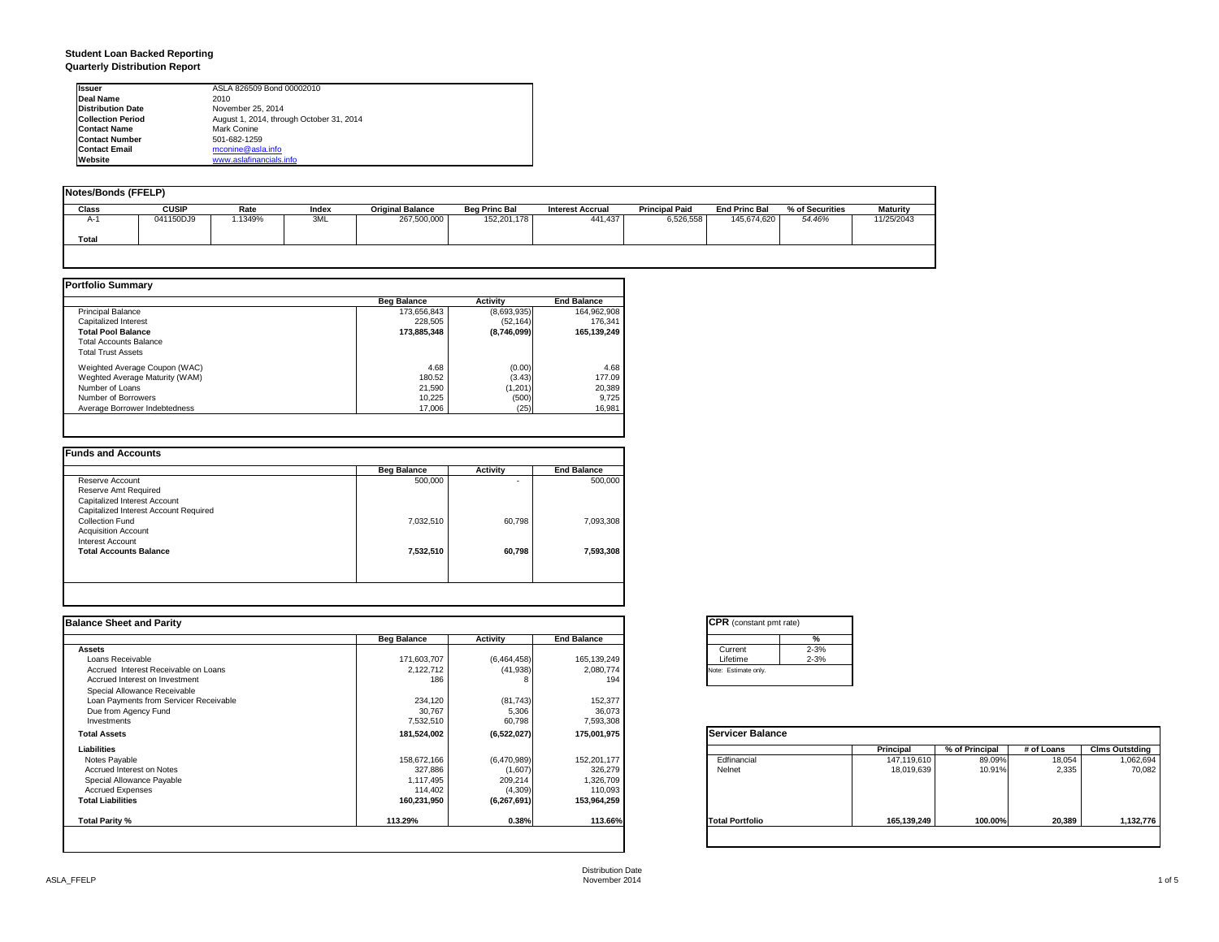# Student Loan Backed Reporting

## Quarterly Distribution Report

| | |
|---|---|
| **Issuer** | ASLA 826509 Bond 00002010 |
| **Deal Name** | 2010 |
| **Distribution Date** | November 25, 2014 |
| **Collection Period** | August 1, 2014, through October 31, 2014 |
| **Contact Name** | Mark Conine |
| **Contact Number** | 501-682-1259 |
| **Contact Email** | mconine@asla.info |
| **Website** | www.aslafinancials.info |

### Notes/Bonds (FFELP)

| Class | CUSIP | Rate | Index | Original Balance | Beg Princ Bal | Interest Accrual | Principal Paid | End Princ Bal | % of Securities | Maturity |
|---|---|---|---|---|---|---|---|---|---|---|
| A-1 | 041150DJ9 | 1.1349% | 3ML | 267,500,000 | 152,201,178 | 441,437 | 6,526,558 | 145,674,620 | *54.46%* | 11/25/2043 |
| **Total** | | | | | | | | | | |

### Portfolio Summary

| | Beg Balance | Activity | End Balance |
|---|---|---|---|
| Principal Balance | 173,656,843 | (8,693,935) | 164,962,908 |
| Capitalized Interest | 228,505 | (52,164) | 176,341 |
| **Total Pool Balance** | **173,885,348** | **(8,746,099)** | **165,139,249** |
| Total Accounts Balance | | | |
| Total Trust Assets | | | |
| Weighted Average Coupon (WAC) | 4.68 | (0.00) | 4.68 |
| Weghted Average Maturity (WAM) | 180.52 | (3.43) | 177.09 |
| Number of Loans | 21,590 | (1,201) | 20,389 |
| Number of Borrowers | 10,225 | (500) | 9,725 |
| Average Borrower Indebtedness | 17,006 | (25) | 16,981 |

### Funds and Accounts

| | Beg Balance | Activity | End Balance |
|---|---|---|---|
| Reserve Account | 500,000 | - | 500,000 |
| Reserve Amt Required | | | |
| Capitalized Interest Account | | | |
| Capitalized Interest Account Required | | | |
| Collection Fund | 7,032,510 | 60,798 | 7,093,308 |
| Acquisition Account | | | |
| Interest Account | | | |
| **Total Accounts Balance** | **7,532,510** | **60,798** | **7,593,308** |

### Balance Sheet and Parity

| | Beg Balance | Activity | End Balance |
|---|---|---|---|
| **Assets** | | | |
| Loans Receivable | 171,603,707 | (6,464,458) | 165,139,249 |
| Accrued Interest Receivable on Loans | 2,122,712 | (41,938) | 2,080,774 |
| Accrued Interest on Investment | 186 | 8 | 194 |
| Special Allowance Receivable | | | |
| Loan Payments from Servicer Receivable | 234,120 | (81,743) | 152,377 |
| Due from Agency Fund | 30,767 | 5,306 | 36,073 |
| Investments | 7,532,510 | 60,798 | 7,593,308 |
| **Total Assets** | **181,524,002** | **(6,522,027)** | **175,001,975** |
| **Liabilities** | | | |
| Notes Payable | 158,672,166 | (6,470,989) | 152,201,177 |
| Accrued Interest on Notes | 327,886 | (1,607) | 326,279 |
| Special Allowance Payable | 1,117,495 | 209,214 | 1,326,709 |
| Accrued Expenses | 114,402 | (4,309) | 110,093 |
| **Total Liabilities** | **160,231,950** | **(6,267,691)** | **153,964,259** |
| **Total Parity %** | **113.29%** | **0.38%** | **113.66%** |

### CPR (constant pmt rate)

| | % |
|---|---|
| Current | 2-3% |
| Lifetime | 2-3% |

Note: Estimate only.

### Servicer Balance

| | Principal | % of Principal | # of Loans | Clms Outstding |
|---|---|---|---|---|
| Edfinancial | 147,119,610 | 89.09% | 18,054 | 1,062,694 |
| Nelnet | 18,019,639 | 10.91% | 2,335 | 70,082 |
| **Total Portfolio** | **165,139,249** | **100.00%** | **20,389** | **1,132,776** |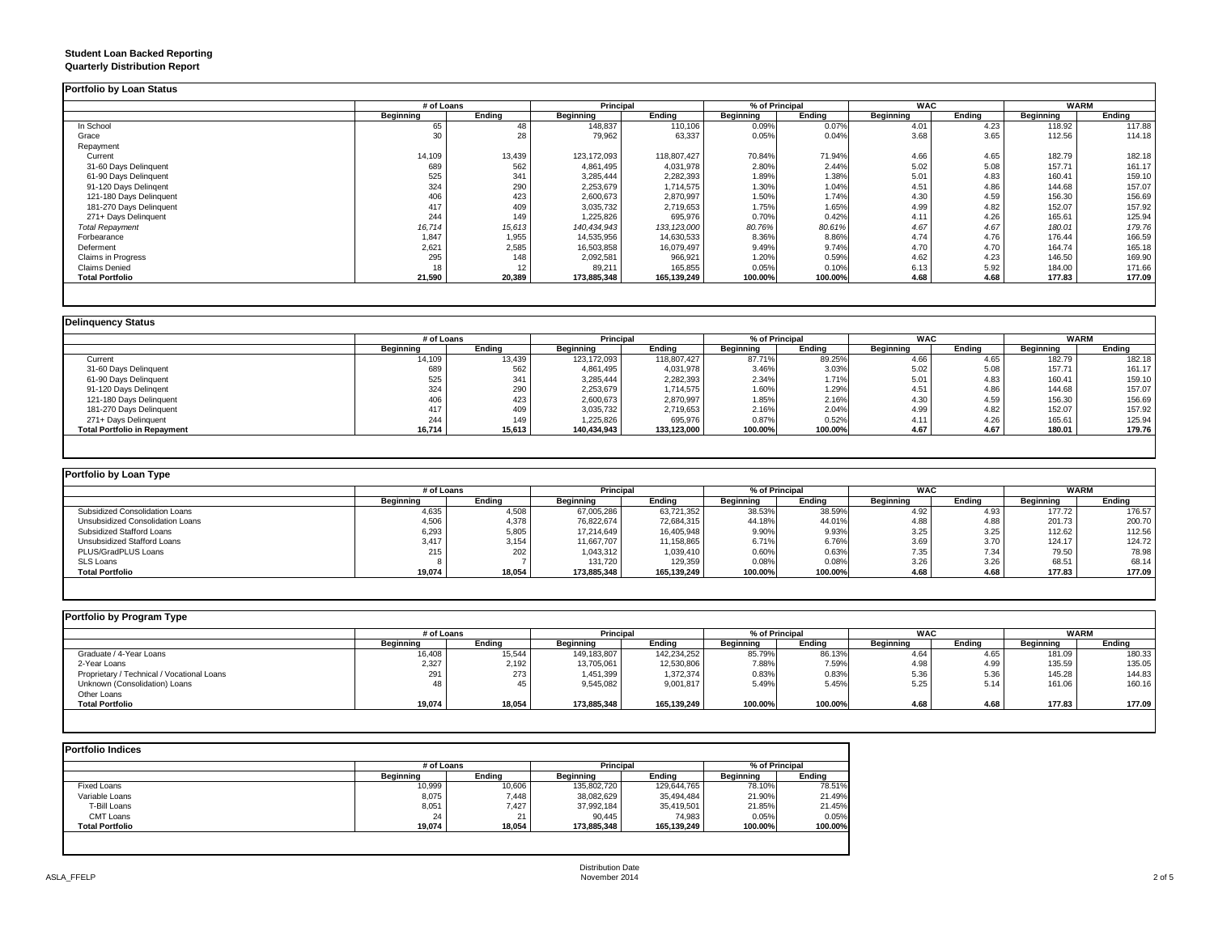**Student Loan Backed Reporting**
**Quarterly Distribution Report**

### Portfolio by Loan Status

| | # of Loans | | Principal | | % of Principal | | WAC | | WARM | |
|---|---|---|---|---|---|---|---|---|---|---|
| | Beginning | Ending | Beginning | Ending | Beginning | Ending | Beginning | Ending | Beginning | Ending |
| In School | 65 | 48 | 148,837 | 110,106 | 0.09% | 0.07% | 4.01 | 4.23 | 118.92 | 117.88 |
| Grace | 30 | 28 | 79,962 | 63,337 | 0.05% | 0.04% | 3.68 | 3.65 | 112.56 | 114.18 |
| Repayment | | | | | | | | | | |
| Current | 14,109 | 13,439 | 123,172,093 | 118,807,427 | 70.84% | 71.94% | 4.66 | 4.65 | 182.79 | 182.18 |
| 31-60 Days Delinquent | 689 | 562 | 4,861,495 | 4,031,978 | 2.80% | 2.44% | 5.02 | 5.08 | 157.71 | 161.17 |
| 61-90 Days Delinquent | 525 | 341 | 3,285,444 | 2,282,393 | 1.89% | 1.38% | 5.01 | 4.83 | 160.41 | 159.10 |
| 91-120 Days Delingent | 324 | 290 | 2,253,679 | 1,714,575 | 1.30% | 1.04% | 4.51 | 4.86 | 144.68 | 157.07 |
| 121-180 Days Delinquent | 406 | 423 | 2,600,673 | 2,870,997 | 1.50% | 1.74% | 4.30 | 4.59 | 156.30 | 156.69 |
| 181-270 Days Delinquent | 417 | 409 | 3,035,732 | 2,719,653 | 1.75% | 1.65% | 4.99 | 4.82 | 152.07 | 157.92 |
| 271+ Days Delinquent | 244 | 149 | 1,225,826 | 695,976 | 0.70% | 0.42% | 4.11 | 4.26 | 165.61 | 125.94 |
| *Total Repayment* | *16,714* | *15,613* | *140,434,943* | *133,123,000* | *80.76%* | *80.61%* | *4.67* | *4.67* | *180.01* | *179.76* |
| Forbearance | 1,847 | 1,955 | 14,535,956 | 14,630,533 | 8.36% | 8.86% | 4.74 | 4.76 | 176.44 | 166.59 |
| Deferment | 2,621 | 2,585 | 16,503,858 | 16,079,497 | 9.49% | 9.74% | 4.70 | 4.70 | 164.74 | 165.18 |
| Claims in Progress | 295 | 148 | 2,092,581 | 966,921 | 1.20% | 0.59% | 4.62 | 4.23 | 146.50 | 169.90 |
| Claims Denied | 18 | 12 | 89,211 | 165,855 | 0.05% | 0.10% | 6.13 | 5.92 | 184.00 | 171.66 |
| **Total Portfolio** | **21,590** | **20,389** | **173,885,348** | **165,139,249** | **100.00%** | **100.00%** | **4.68** | **4.68** | **177.83** | **177.09** |

### Delinquency Status

| | # of Loans | | Principal | | % of Principal | | WAC | | WARM | |
|---|---|---|---|---|---|---|---|---|---|---|
| | Beginning | Ending | Beginning | Ending | Beginning | Ending | Beginning | Ending | Beginning | Ending |
| Current | 14,109 | 13,439 | 123,172,093 | 118,807,427 | 87.71% | 89.25% | 4.66 | 4.65 | 182.79 | 182.18 |
| 31-60 Days Delinquent | 689 | 562 | 4,861,495 | 4,031,978 | 3.46% | 3.03% | 5.02 | 5.08 | 157.71 | 161.17 |
| 61-90 Days Delinquent | 525 | 341 | 3,285,444 | 2,282,393 | 2.34% | 1.71% | 5.01 | 4.83 | 160.41 | 159.10 |
| 91-120 Days Delingent | 324 | 290 | 2,253,679 | 1,714,575 | 1.60% | 1.29% | 4.51 | 4.86 | 144.68 | 157.07 |
| 121-180 Days Delinquent | 406 | 423 | 2,600,673 | 2,870,997 | 1.85% | 2.16% | 4.30 | 4.59 | 156.30 | 156.69 |
| 181-270 Days Delinquent | 417 | 409 | 3,035,732 | 2,719,653 | 2.16% | 2.04% | 4.99 | 4.82 | 152.07 | 157.92 |
| 271+ Days Delinquent | 244 | 149 | 1,225,826 | 695,976 | 0.87% | 0.52% | 4.11 | 4.26 | 165.61 | 125.94 |
| **Total Portfolio in Repayment** | **16,714** | **15,613** | **140,434,943** | **133,123,000** | **100.00%** | **100.00%** | **4.67** | **4.67** | **180.01** | **179.76** |

### Portfolio by Loan Type

| | # of Loans | | Principal | | % of Principal | | WAC | | WARM | |
|---|---|---|---|---|---|---|---|---|---|---|
| | Beginning | Ending | Beginning | Ending | Beginning | Ending | Beginning | Ending | Beginning | Ending |
| Subsidized Consolidation Loans | 4,635 | 4,508 | 67,005,286 | 63,721,352 | 38.53% | 38.59% | 4.92 | 4.93 | 177.72 | 176.57 |
| Unsubsidized Consolidation Loans | 4,506 | 4,378 | 76,822,674 | 72,684,315 | 44.18% | 44.01% | 4.88 | 4.88 | 201.73 | 200.70 |
| Subsidized Stafford Loans | 6,293 | 5,805 | 17,214,649 | 16,405,948 | 9.90% | 9.93% | 3.25 | 3.25 | 112.62 | 112.56 |
| Unsubsidized Stafford Loans | 3,417 | 3,154 | 11,667,707 | 11,158,865 | 6.71% | 6.76% | 3.69 | 3.70 | 124.17 | 124.72 |
| PLUS/GradPLUS Loans | 215 | 202 | 1,043,312 | 1,039,410 | 0.60% | 0.63% | 7.35 | 7.34 | 79.50 | 78.98 |
| SLS Loans | 8 | 7 | 131,720 | 129,359 | 0.08% | 0.08% | 3.26 | 3.26 | 68.51 | 68.14 |
| **Total Portfolio** | **19,074** | **18,054** | **173,885,348** | **165,139,249** | **100.00%** | **100.00%** | **4.68** | **4.68** | **177.83** | **177.09** |

### Portfolio by Program Type

| | # of Loans | | Principal | | % of Principal | | WAC | | WARM | |
|---|---|---|---|---|---|---|---|---|---|---|
| | Beginning | Ending | Beginning | Ending | Beginning | Ending | Beginning | Ending | Beginning | Ending |
| Graduate / 4-Year Loans | 16,408 | 15,544 | 149,183,807 | 142,234,252 | 85.79% | 86.13% | 4.64 | 4.65 | 181.09 | 180.33 |
| 2-Year Loans | 2,327 | 2,192 | 13,705,061 | 12,530,806 | 7.88% | 7.59% | 4.98 | 4.99 | 135.59 | 135.05 |
| Proprietary / Technical / Vocational Loans | 291 | 273 | 1,451,399 | 1,372,374 | 0.83% | 0.83% | 5.36 | 5.36 | 145.28 | 144.83 |
| Unknown (Consolidation) Loans | 48 | 45 | 9,545,082 | 9,001,817 | 5.49% | 5.45% | 5.25 | 5.14 | 161.06 | 160.16 |
| Other Loans | | | | | | | | | | |
| **Total Portfolio** | **19,074** | **18,054** | **173,885,348** | **165,139,249** | **100.00%** | **100.00%** | **4.68** | **4.68** | **177.83** | **177.09** |

### Portfolio Indices

| | # of Loans | | Principal | | % of Principal | |
|---|---|---|---|---|---|---|
| | Beginning | Ending | Beginning | Ending | Beginning | Ending |
| Fixed Loans | 10,999 | 10,606 | 135,802,720 | 129,644,765 | 78.10% | 78.51% |
| Variable Loans | 8,075 | 7,448 | 38,082,629 | 35,494,484 | 21.90% | 21.49% |
| T-Bill Loans | 8,051 | 7,427 | 37,992,184 | 35,419,501 | 21.85% | 21.45% |
| CMT Loans | 24 | 21 | 90,445 | 74,983 | 0.05% | 0.05% |
| **Total Portfolio** | **19,074** | **18,054** | **173,885,348** | **165,139,249** | **100.00%** | **100.00%** |

Distribution Date
November 2014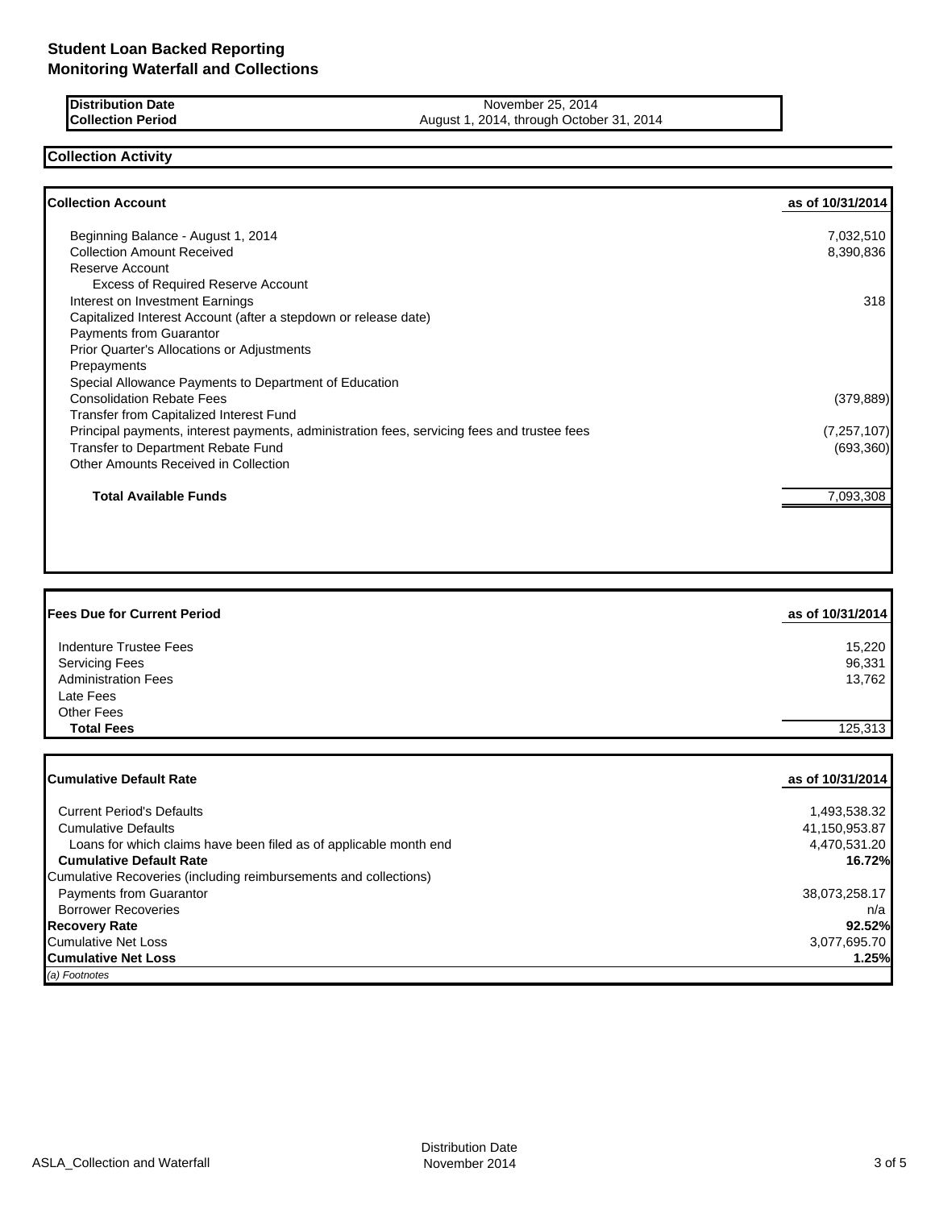# Student Loan Backed Reporting
# Monitoring Waterfall and Collections

| | |
|---|---|
| **Distribution Date** | November 25, 2014 |
| **Collection Period** | August 1, 2014, through October 31, 2014 |

## Collection Activity

| **Collection Account** | **as of 10/31/2014** |
|---|---|
| Beginning Balance - August 1, 2014 | 7,032,510 |
| Collection Amount Received | 8,390,836 |
| Reserve Account | |
| Excess of Required Reserve Account | |
| Interest on Investment Earnings | 318 |
| Capitalized Interest Account (after a stepdown or release date) | |
| Payments from Guarantor | |
| Prior Quarter's Allocations or Adjustments | |
| Prepayments | |
| Special Allowance Payments to Department of Education | |
| Consolidation Rebate Fees | (379,889) |
| Transfer from Capitalized Interest Fund | |
| Principal payments, interest payments, administration fees, servicing fees and trustee fees | (7,257,107) |
| Transfer to Department Rebate Fund | (693,360) |
| Other Amounts Received in Collection | |
| **Total Available Funds** | 7,093,308 |

| **Fees Due for Current Period** | **as of 10/31/2014** |
|---|---|
| Indenture Trustee Fees | 15,220 |
| Servicing Fees | 96,331 |
| Administration Fees | 13,762 |
| Late Fees | |
| Other Fees | |
| **Total Fees** | 125,313 |

| **Cumulative Default Rate** | **as of 10/31/2014** |
|---|---|
| Current Period's Defaults | 1,493,538.32 |
| Cumulative Defaults | 41,150,953.87 |
| Loans for which claims have been filed as of applicable month end | 4,470,531.20 |
| **Cumulative Default Rate** | **16.72%** |
| Cumulative Recoveries (including reimbursements and collections) | |
| Payments from Guarantor | 38,073,258.17 |
| Borrower Recoveries | n/a |
| **Recovery Rate** | **92.52%** |
| Cumulative Net Loss | 3,077,695.70 |
| **Cumulative Net Loss** | **1.25%** |

*(a) Footnotes*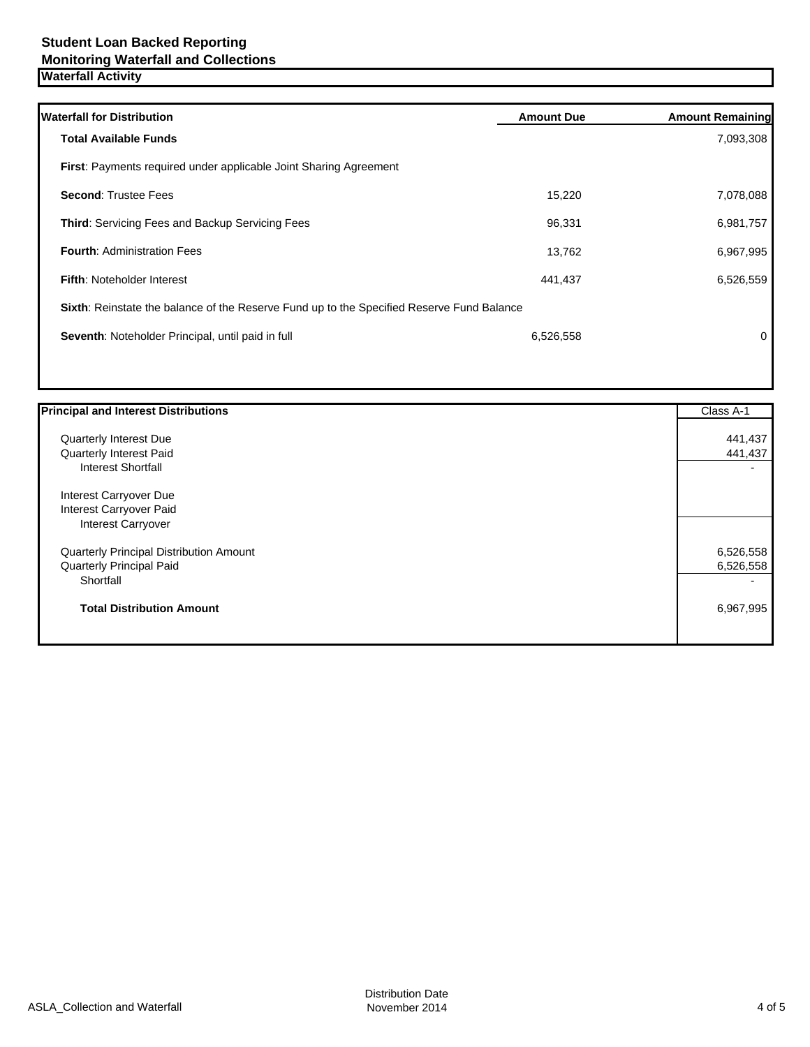**Student Loan Backed Reporting**
**Monitoring Waterfall and Collections**

## Waterfall Activity

| Waterfall for Distribution | Amount Due | Amount Remaining |
|---|---|---|
| **Total Available Funds** | | 7,093,308 |
| **First**: Payments required under applicable Joint Sharing Agreement | | |
| **Second**: Trustee Fees | 15,220 | 7,078,088 |
| **Third**: Servicing Fees and Backup Servicing Fees | 96,331 | 6,981,757 |
| **Fourth**: Administration Fees | 13,762 | 6,967,995 |
| **Fifth**: Noteholder Interest | 441,437 | 6,526,559 |
| **Sixth**: Reinstate the balance of the Reserve Fund up to the Specified Reserve Fund Balance | | |
| **Seventh**: Noteholder Principal, until paid in full | 6,526,558 | 0 |

| Principal and Interest Distributions | Class A-1 |
|---|---|
| Quarterly Interest Due | 441,437 |
| Quarterly Interest Paid | 441,437 |
| Interest Shortfall | - |
| Interest Carryover Due | |
| Interest Carryover Paid | |
| Interest Carryover | |
| Quarterly Principal Distribution Amount | 6,526,558 |
| Quarterly Principal Paid | 6,526,558 |
| Shortfall | - |
| **Total Distribution Amount** | 6,967,995 |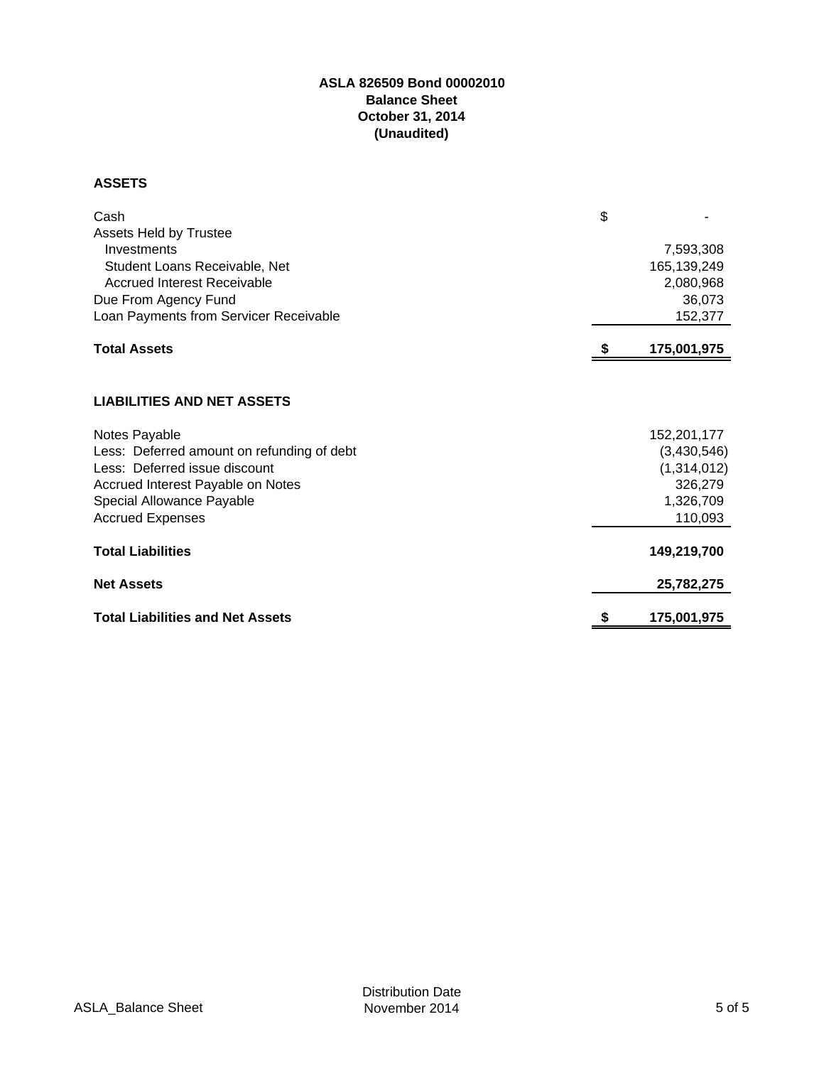**ASLA 826509 Bond 00002010**
**Balance Sheet**
**October 31, 2014**
**(Unaudited)**

**ASSETS**

| | | |
|---|---|---|
| Cash | $ | - |
| Assets Held by Trustee | | |
| Investments | | 7,593,308 |
| Student Loans Receivable, Net | | 165,139,249 |
| Accrued Interest Receivable | | 2,080,968 |
| Due From Agency Fund | | 36,073 |
| Loan Payments from Servicer Receivable | | 152,377 |
| **Total Assets** | **$** | **175,001,975** |

**LIABILITIES AND NET ASSETS**

| | | |
|---|---|---|
| Notes Payable | | 152,201,177 |
| Less: Deferred amount on refunding of debt | | (3,430,546) |
| Less: Deferred issue discount | | (1,314,012) |
| Accrued Interest Payable on Notes | | 326,279 |
| Special Allowance Payable | | 1,326,709 |
| Accrued Expenses | | 110,093 |
| **Total Liabilities** | | **149,219,700** |
| **Net Assets** | | **25,782,275** |
| **Total Liabilities and Net Assets** | **$** | **175,001,975** |

ASLA_Balance Sheet

Distribution Date
November 2014